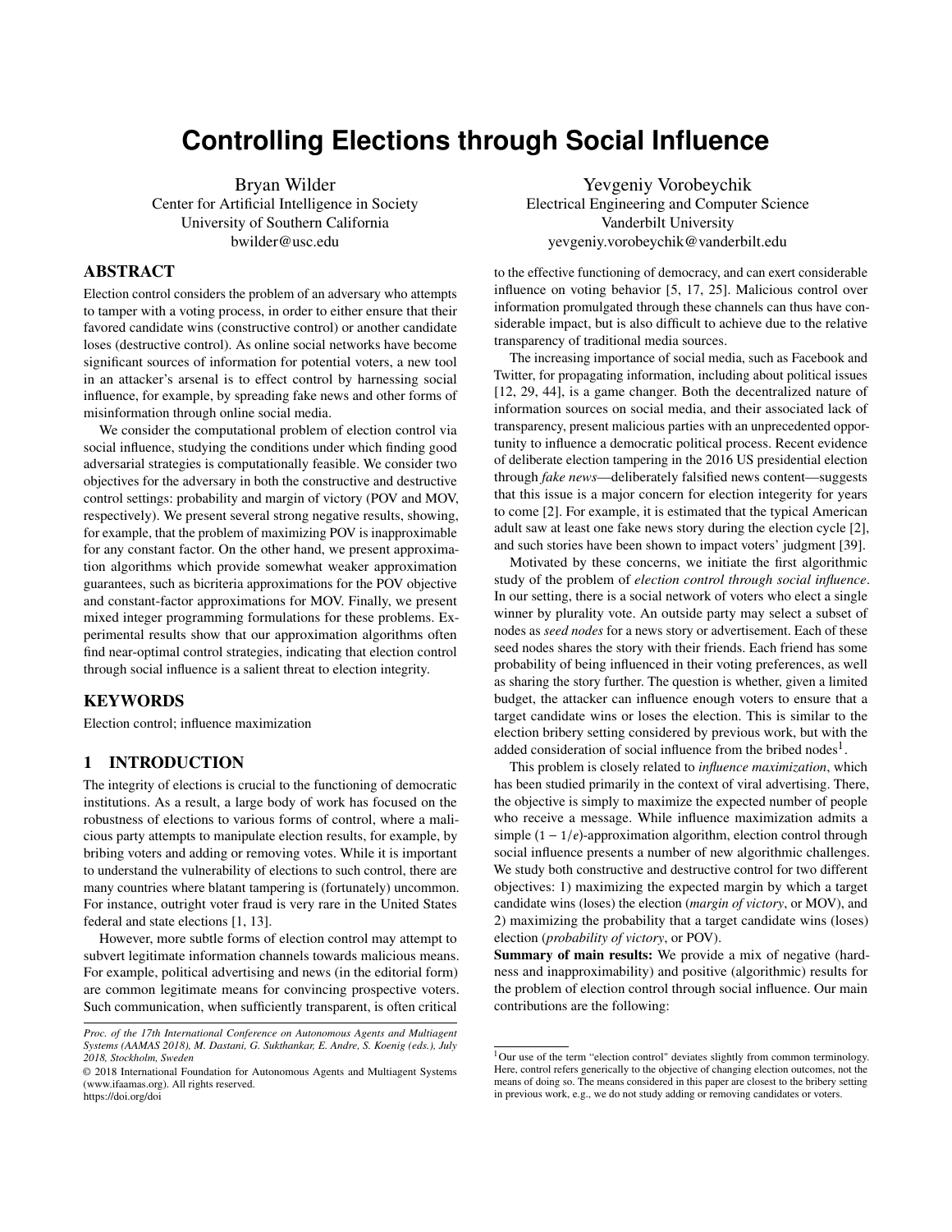# Controlling Elections through Social Influence

Bryan Wilder
Center for Artificial Intelligence in Society
University of Southern California
bwilder@usc.edu

Yevgeniy Vorobeychik
Electrical Engineering and Computer Science
Vanderbilt University
yevgeniy.vorobeychik@vanderbilt.edu

## ABSTRACT

Election control considers the problem of an adversary who attempts to tamper with a voting process, in order to either ensure that their favored candidate wins (constructive control) or another candidate loses (destructive control). As online social networks have become significant sources of information for potential voters, a new tool in an attacker's arsenal is to effect control by harnessing social influence, for example, by spreading fake news and other forms of misinformation through online social media.

We consider the computational problem of election control via social influence, studying the conditions under which finding good adversarial strategies is computationally feasible. We consider two objectives for the adversary in both the constructive and destructive control settings: probability and margin of victory (POV and MOV, respectively). We present several strong negative results, showing, for example, that the problem of maximizing POV is inapproximable for any constant factor. On the other hand, we present approximation algorithms which provide somewhat weaker approximation guarantees, such as bicriteria approximations for the POV objective and constant-factor approximations for MOV. Finally, we present mixed integer programming formulations for these problems. Experimental results show that our approximation algorithms often find near-optimal control strategies, indicating that election control through social influence is a salient threat to election integrity.

## KEYWORDS

Election control; influence maximization

## 1 INTRODUCTION

The integrity of elections is crucial to the functioning of democratic institutions. As a result, a large body of work has focused on the robustness of elections to various forms of control, where a malicious party attempts to manipulate election results, for example, by bribing voters and adding or removing votes. While it is important to understand the vulnerability of elections to such control, there are many countries where blatant tampering is (fortunately) uncommon. For instance, outright voter fraud is very rare in the United States federal and state elections [1, 13].

However, more subtle forms of election control may attempt to subvert legitimate information channels towards malicious means. For example, political advertising and news (in the editorial form) are common legitimate means for convincing prospective voters. Such communication, when sufficiently transparent, is often critical to the effective functioning of democracy, and can exert considerable influence on voting behavior [5, 17, 25]. Malicious control over information promulgated through these channels can thus have considerable impact, but is also difficult to achieve due to the relative transparency of traditional media sources.

The increasing importance of social media, such as Facebook and Twitter, for propagating information, including about political issues [12, 29, 44], is a game changer. Both the decentralized nature of information sources on social media, and their associated lack of transparency, present malicious parties with an unprecedented opportunity to influence a democratic political process. Recent evidence of deliberate election tampering in the 2016 US presidential election through *fake news*—deliberately falsified news content—suggests that this issue is a major concern for election integrity for years to come [2]. For example, it is estimated that the typical American adult saw at least one fake news story during the election cycle [2], and such stories have been shown to impact voters' judgment [39].

Motivated by these concerns, we initiate the first algorithmic study of the problem of *election control through social influence*. In our setting, there is a social network of voters who elect a single winner by plurality vote. An outside party may select a subset of nodes as *seed nodes* for a news story or advertisement. Each of these seed nodes shares the story with their friends. Each friend has some probability of being influenced in their voting preferences, as well as sharing the story further. The question is whether, given a limited budget, the attacker can influence enough voters to ensure that a target candidate wins or loses the election. This is similar to the election bribery setting considered by previous work, but with the added consideration of social influence from the bribed nodes[1].

This problem is closely related to *influence maximization*, which has been studied primarily in the context of viral advertising. There, the objective is simply to maximize the expected number of people who receive a message. While influence maximization admits a simple $(1 - 1/e)$-approximation algorithm, election control through social influence presents a number of new algorithmic challenges. We study both constructive and destructive control for two different objectives: 1) maximizing the expected margin by which a target candidate wins (loses) the election (*margin of victory*, or MOV), and 2) maximizing the probability that a target candidate wins (loses) election (*probability of victory*, or POV).

**Summary of main results:** We provide a mix of negative (hardness and inapproximability) and positive (algorithmic) results for the problem of election control through social influence. Our main contributions are the following:

*Proc. of the 17th International Conference on Autonomous Agents and Multiagent Systems (AAMAS 2018), M. Dastani, G. Sukthankar, E. Andre, S. Koenig (eds.), July 2018, Stockholm, Sweden*

© 2018 International Foundation for Autonomous Agents and Multiagent Systems (www.ifaamas.org). All rights reserved.
https://doi.org/doi

[1] Our use of the term "election control" deviates slightly from common terminology. Here, control refers generically to the objective of changing election outcomes, not the means of doing so. The means considered in this paper are closest to the bribery setting in previous work, e.g., we do not study adding or removing candidates or voters.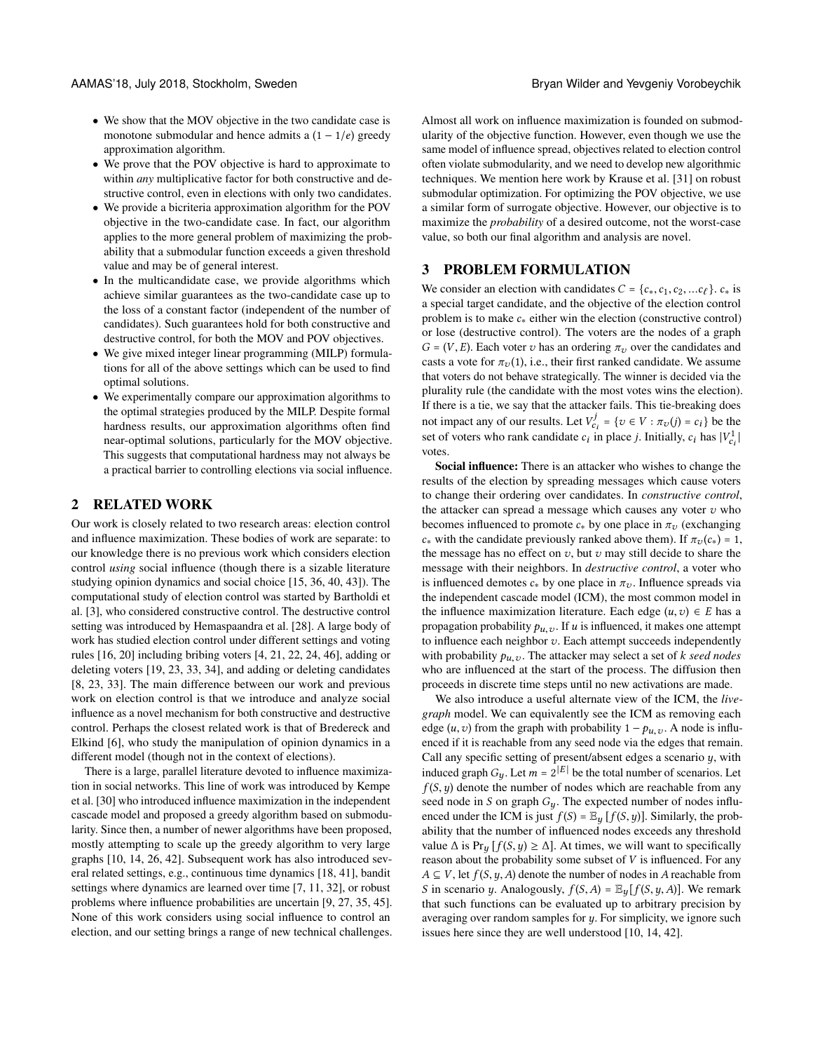- We show that the MOV objective in the two candidate case is monotone submodular and hence admits a $(1 - 1/e)$ greedy approximation algorithm.
- We prove that the POV objective is hard to approximate to within *any* multiplicative factor for both constructive and destructive control, even in elections with only two candidates.
- We provide a bicriteria approximation algorithm for the POV objective in the two-candidate case. In fact, our algorithm applies to the more general problem of maximizing the probability that a submodular function exceeds a given threshold value and may be of general interest.
- In the multicandidate case, we provide algorithms which achieve similar guarantees as the two-candidate case up to the loss of a constant factor (independent of the number of candidates). Such guarantees hold for both constructive and destructive control, for both the MOV and POV objectives.
- We give mixed integer linear programming (MILP) formulations for all of the above settings which can be used to find optimal solutions.
- We experimentally compare our approximation algorithms to the optimal strategies produced by the MILP. Despite formal hardness results, our approximation algorithms often find near-optimal solutions, particularly for the MOV objective. This suggests that computational hardness may not always be a practical barrier to controlling elections via social influence.

## 2 RELATED WORK

Our work is closely related to two research areas: election control and influence maximization. These bodies of work are separate: to our knowledge there is no previous work which considers election control *using* social influence (though there is a sizable literature studying opinion dynamics and social choice [15, 36, 40, 43]). The computational study of election control was started by Bartholdi et al. [3], who considered constructive control. The destructive control setting was introduced by Hemaspaandra et al. [28]. A large body of work has studied election control under different settings and voting rules [16, 20] including bribing voters [4, 21, 22, 24, 46], adding or deleting voters [19, 23, 33, 34], and adding or deleting candidates [8, 23, 33]. The main difference between our work and previous work on election control is that we introduce and analyze social influence as a novel mechanism for both constructive and destructive control. Perhaps the closest related work is that of Bredereck and Elkind [6], who study the manipulation of opinion dynamics in a different model (though not in the context of elections).

There is a large, parallel literature devoted to influence maximization in social networks. This line of work was introduced by Kempe et al. [30] who introduced influence maximization in the independent cascade model and proposed a greedy algorithm based on submodularity. Since then, a number of newer algorithms have been proposed, mostly attempting to scale up the greedy algorithm to very large graphs [10, 14, 26, 42]. Subsequent work has also introduced several related settings, e.g., continuous time dynamics [18, 41], bandit settings where dynamics are learned over time [7, 11, 32], or robust problems where influence probabilities are uncertain [9, 27, 35, 45]. None of this work considers using social influence to control an election, and our setting brings a range of new technical challenges.

Almost all work on influence maximization is founded on submodularity of the objective function. However, even though we use the same model of influence spread, objectives related to election control often violate submodularity, and we need to develop new algorithmic techniques. We mention here work by Krause et al. [31] on robust submodular optimization. For optimizing the POV objective, we use a similar form of surrogate objective. However, our objective is to maximize the *probability* of a desired outcome, not the worst-case value, so both our final algorithm and analysis are novel.

## 3 PROBLEM FORMULATION

We consider an election with candidates $C = \{c_*, c_1, c_2, ...c_\ell\}$. $c_*$ is a special target candidate, and the objective of the election control problem is to make $c_*$ either win the election (constructive control) or lose (destructive control). The voters are the nodes of a graph $G = (V, E)$. Each voter $v$ has an ordering $\pi_v$ over the candidates and casts a vote for $\pi_v(1)$, i.e., their first ranked candidate. We assume that voters do not behave strategically. The winner is decided via the plurality rule (the candidate with the most votes wins the election). If there is a tie, we say that the attacker fails. This tie-breaking does not impact any of our results. Let $V^j_{c_i} = \{v \in V : \pi_v(j) = c_i\}$ be the set of voters who rank candidate $c_i$ in place $j$. Initially, $c_i$ has $|V^1_{c_i}|$ votes.

**Social influence:** There is an attacker who wishes to change the results of the election by spreading messages which cause voters to change their ordering over candidates. In *constructive control*, the attacker can spread a message which causes any voter $v$ who becomes influenced to promote $c_*$ by one place in $\pi_v$ (exchanging $c_*$ with the candidate previously ranked above them). If $\pi_v(c_*) = 1$, the message has no effect on $v$, but $v$ may still decide to share the message with their neighbors. In *destructive control*, a voter who is influenced demotes $c_*$ by one place in $\pi_v$. Influence spreads via the independent cascade model (ICM), the most common model in the influence maximization literature. Each edge $(u, v) \in E$ has a propagation probability $p_{u,v}$. If $u$ is influenced, it makes one attempt to influence each neighbor $v$. Each attempt succeeds independently with probability $p_{u,v}$. The attacker may select a set of $k$ *seed nodes* who are influenced at the start of the process. The diffusion then proceeds in discrete time steps until no new activations are made.

We also introduce a useful alternate view of the ICM, the *live-graph* model. We can equivalently see the ICM as removing each edge $(u, v)$ from the graph with probability $1 - p_{u,v}$. A node is influenced if it is reachable from any seed node via the edges that remain. Call any specific setting of present/absent edges a scenario $y$, with induced graph $G_y$. Let $m = 2^{|E|}$ be the total number of scenarios. Let $f(S, y)$ denote the number of nodes which are reachable from any seed node in $S$ on graph $G_y$. The expected number of nodes influenced under the ICM is just $f(S) = \mathbb{E}_y [f(S, y)]$. Similarly, the probability that the number of influenced nodes exceeds any threshold value $\Delta$ is $\Pr_y [f(S, y) \geq \Delta]$. At times, we will want to specifically reason about the probability some subset of $V$ is influenced. For any $A \subseteq V$, let $f(S, y, A)$ denote the number of nodes in $A$ reachable from $S$ in scenario $y$. Analogously, $f(S, A) = \mathbb{E}_y[f(S, y, A)]$. We remark that such functions can be evaluated up to arbitrary precision by averaging over random samples for $y$. For simplicity, we ignore such issues here since they are well understood [10, 14, 42].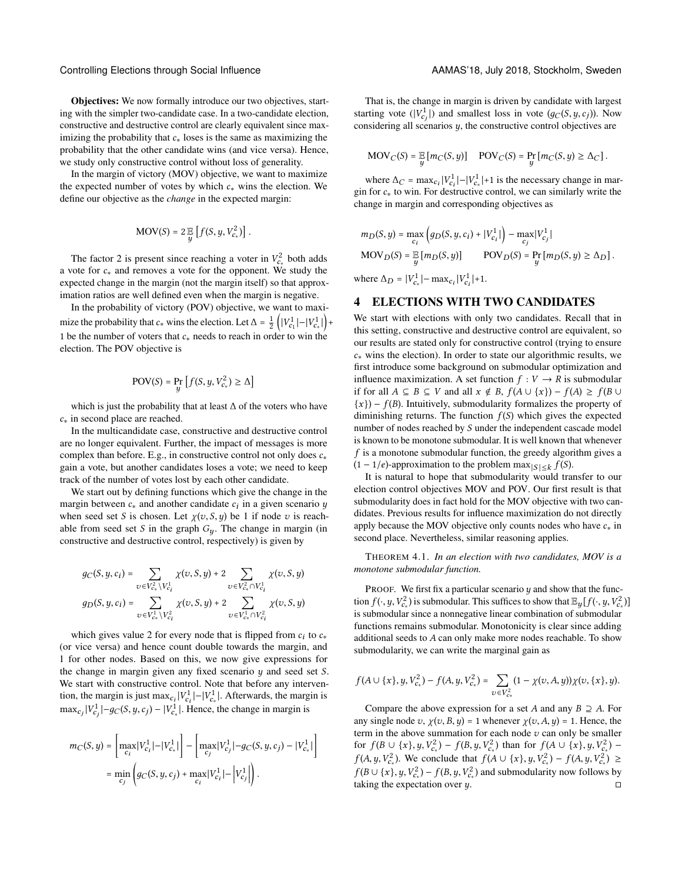**Objectives:** We now formally introduce our two objectives, starting with the simpler two-candidate case. In a two-candidate election, constructive and destructive control are clearly equivalent since maximizing the probability that $c_*$ loses is the same as maximizing the probability that the other candidate wins (and vice versa). Hence, we study only constructive control without loss of generality.

In the margin of victory (MOV) objective, we want to maximize the expected number of votes by which $c_*$ wins the election. We define our objective as the *change* in the expected margin:

$$\text{MOV}(S) = 2\,\mathbb{E}_y\left[f(S, y, V^2_{c_*})\right].$$

The factor 2 is present since reaching a voter in $V^2_{c_*}$ both adds a vote for $c_*$ and removes a vote for the opponent. We study the expected change in the margin (not the margin itself) so that approximation ratios are well defined even when the margin is negative.

In the probability of victory (POV) objective, we want to maximize the probability that $c_*$ wins the election. Let $\Delta = \frac{1}{2}\left(|V^1_{c_1}| - |V^1_{c_*}|\right) + 1$ be the number of voters that $c_*$ needs to reach in order to win the election. The POV objective is

$$\text{POV}(S) = \Pr_y\left[f(S, y, V^2_{c_*}) \geq \Delta\right]$$

which is just the probability that at least $\Delta$ of the voters who have $c_*$ in second place are reached.

In the multicandidate case, constructive and destructive control are no longer equivalent. Further, the impact of messages is more complex than before. E.g., in constructive control not only does $c_*$ gain a vote, but another candidates loses a vote; we need to keep track of the number of votes lost by each other candidate.

We start out by defining functions which give the change in the margin between $c_*$ and another candidate $c_i$ in a given scenario $y$ when seed set $S$ is chosen. Let $\chi(v, S, y)$ be 1 if node $v$ is reachable from seed set $S$ in the graph $G_y$. The change in margin (in constructive and destructive control, respectively) is given by

$$g_C(S, y, c_i) = \sum_{v \in V^2_{c_*} \setminus V^1_{c_i}} \chi(v, S, y) + 2 \sum_{v \in V^2_{c_*} \cap V^1_{c_i}} \chi(v, S, y)$$

$$g_D(S, y, c_i) = \sum_{v \in V^1_{c_*} \setminus V^2_{c_i}} \chi(v, S, y) + 2 \sum_{v \in V^1_{c_*} \cap V^2_{c_i}} \chi(v, S, y)$$

which gives value 2 for every node that is flipped from $c_i$ to $c_*$ (or vice versa) and hence count double towards the margin, and 1 for other nodes. Based on this, we now give expressions for the change in margin given any fixed scenario $y$ and seed set $S$. We start with constructive control. Note that before any intervention, the margin is just $\max_{c_i} |V^1_{c_i}| - |V^1_{c_*}|$. Afterwards, the margin is $\max_{c_j} |V^1_{c_j}| - g_C(S, y, c_j) - |V^1_{c_*}|$. Hence, the change in margin is

$$\begin{aligned} m_C(S, y) &= \left[\max_{c_i} |V^1_{c_i}| - |V^1_{c_*}|\right] - \left[\max_{c_j} |V^1_{c_j}| - g_C(S, y, c_j) - |V^1_{c_*}|\right] \\ &= \min_{c_j} \left(g_C(S, y, c_j) + \max_{c_i} |V^1_{c_i}| - \left|V^1_{c_j}\right|\right). \end{aligned}$$

That is, the change in margin is driven by candidate with largest starting vote ($|V^1_{c_j}|$) and smallest loss in vote ($g_C(S, y, c_j)$). Now considering all scenarios $y$, the constructive control objectives are

$$\text{MOV}_C(S) = \mathbb{E}_y\left[m_C(S, y)\right] \quad \text{POV}_C(S) = \Pr_y\left[m_C(S, y) \geq \Delta_C\right].$$

where $\Delta_C = \max_{c_i} |V^1_{c_i}| - |V^1_{c_*}| + 1$ is the necessary change in margin for $c_*$ to win. For destructive control, we can similarly write the change in margin and corresponding objectives as

$$m_D(S, y) = \max_{c_i}\left(g_D(S, y, c_i) + |V^1_{c_i}|\right) - \max_{c_j} |V^1_{c_j}|$$

$$\text{MOV}_D(S) = \mathbb{E}_y\left[m_D(S, y)\right] \qquad \text{POV}_D(S) = \Pr_y\left[m_D(S, y) \geq \Delta_D\right].$$

where $\Delta_D = |V^1_{c_*}| - \max_{c_i} |V^1_{c_i}| + 1$.

## 4 ELECTIONS WITH TWO CANDIDATES

We start with elections with only two candidates. Recall that in this setting, constructive and destructive control are equivalent, so our results are stated only for constructive control (trying to ensure $c_*$ wins the election). In order to state our algorithmic results, we first introduce some background on submodular optimization and influence maximization. A set function $f : V \to R$ is submodular if for all $A \subseteq B \subseteq V$ and all $x \notin B$, $f(A \cup \{x\}) - f(A) \geq f(B \cup \{x\}) - f(B)$. Intuitively, submodularity formalizes the property of diminishing returns. The function $f(S)$ which gives the expected number of nodes reached by $S$ under the independent cascade model is known to be monotone submodular. It is well known that whenever $f$ is a monotone submodular function, the greedy algorithm gives a $(1 - 1/e)$-approximation to the problem $\max_{|S| \leq k} f(S)$.

It is natural to hope that submodularity would transfer to our election control objectives MOV and POV. Our first result is that submodularity does in fact hold for the MOV objective with two candidates. Previous results for influence maximization do not directly apply because the MOV objective only counts nodes who have $c_*$ in second place. Nevertheless, similar reasoning applies.

THEOREM 4.1. *In an election with two candidates, MOV is a monotone submodular function.*

PROOF. We first fix a particular scenario $y$ and show that the function $f(\cdot, y, V^2_{c_*})$ is submodular. This suffices to show that $\mathbb{E}_y[f(\cdot, y, V^2_{c_*})]$ is submodular since a nonnegative linear combination of submodular functions remains submodular. Monotonicity is clear since adding additional seeds to $A$ can only make more nodes reachable. To show submodularity, we can write the marginal gain as

$$f(A \cup \{x\}, y, V^2_{c_*}) - f(A, y, V^2_{c_*}) = \sum_{v \in V^2_{c_*}} (1 - \chi(v, A, y))\chi(v, \{x\}, y).$$

Compare the above expression for a set $A$ and any $B \supseteq A$. For any single node $v$, $\chi(v, B, y) = 1$ whenever $\chi(v, A, y) = 1$. Hence, the term in the above summation for each node $v$ can only be smaller for $f(B \cup \{x\}, y, V^2_{c_*}) - f(B, y, V^2_{c_*})$ than for $f(A \cup \{x\}, y, V^2_{c_*}) - f(A, y, V^2_{c_*})$. We conclude that $f(A \cup \{x\}, y, V^2_{c_*}) - f(A, y, V^2_{c_*}) \geq f(B \cup \{x\}, y, V^2_{c_*}) - f(B, y, V^2_{c_*})$ and submodularity now follows by taking the expectation over $y$. □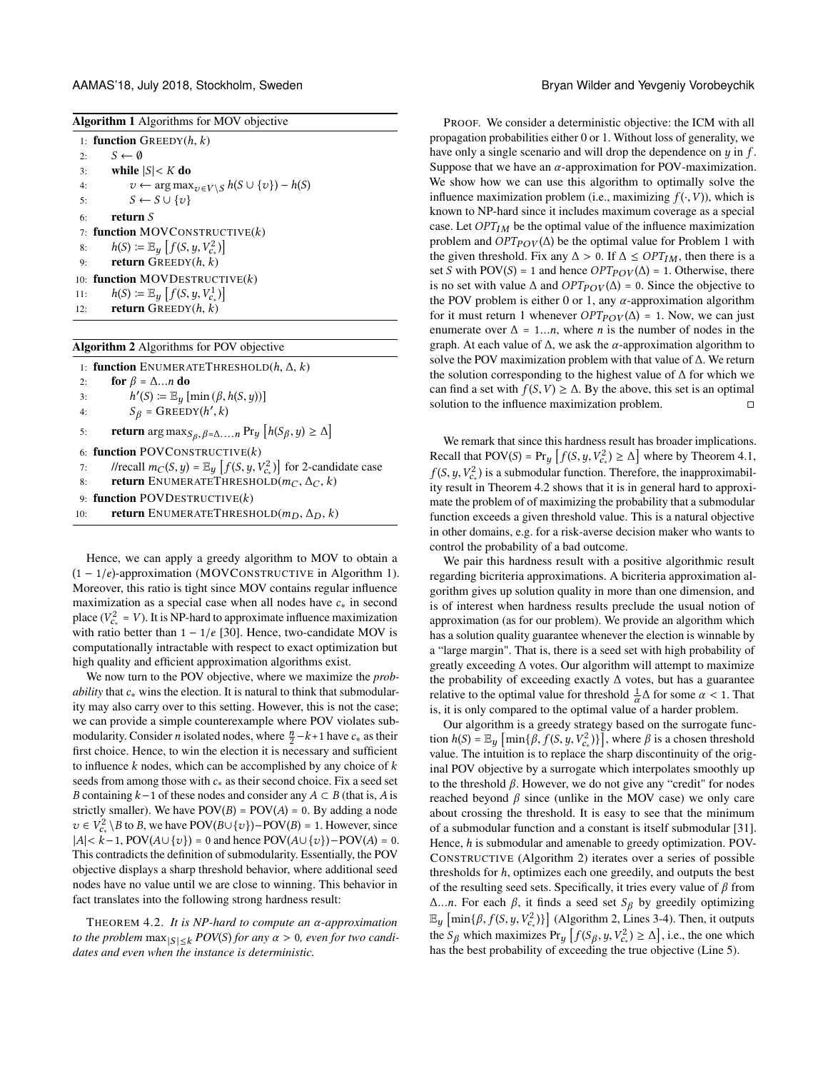**Algorithm 1** Algorithms for MOV objective

```
1: function GREEDY(h, k)
2:     S ← ∅
3:     while |S| < K do
4:         v ← arg max_{v∈V\S} h(S ∪ {v}) − h(S)
5:         S ← S ∪ {v}
6:     return S
7: function MOVCONSTRUCTIVE(k)
8:     h(S) := E_y [f(S, y, V^2_{c*})]
9:     return GREEDY(h, k)
10: function MOVDESTRUCTIVE(k)
11:    h(S) := E_y [f(S, y, V^1_{c*})]
12:    return GREEDY(h, k)
```

**Algorithm 2** Algorithms for POV objective

```
1: function ENUMERATETHRESHOLD(h, Δ, k)
2:     for β = Δ...n do
3:         h'(S) := E_y [min(β, h(S, y))]
4:         S_β = GREEDY(h', k)
5:     return arg max_{S_β, β=Δ,...,n} Pr_y [h(S_β, y) ≥ Δ]
6: function POVCONSTRUCTIVE(k)
7:     //recall m_C(S, y) = E_y [f(S, y, V^2_{c*})] for 2-candidate case
8:     return ENUMERATETHRESHOLD(m_C, Δ_C, k)
9: function POVDESTRUCTIVE(k)
10:    return ENUMERATETHRESHOLD(m_D, Δ_D, k)
```

Hence, we can apply a greedy algorithm to MOV to obtain a $(1 - 1/e)$-approximation (MOVCONSTRUCTIVE in Algorithm 1). Moreover, this ratio is tight since MOV contains regular influence maximization as a special case when all nodes have $c_*$ in second place ($V^2_{c_*} = V$). It is NP-hard to approximate influence maximization with ratio better than $1 - 1/e$ [30]. Hence, two-candidate MOV is computationally intractable with respect to exact optimization but high quality and efficient approximation algorithms exist.

We now turn to the POV objective, where we maximize the *probability* that $c_*$ wins the election. It is natural to think that submodularity may also carry over to this setting. However, this is not the case; we can provide a simple counterexample where POV violates submodularity. Consider $n$ isolated nodes, where $\frac{n}{2} - k + 1$ have $c_*$ as their first choice. Hence, to win the election it is necessary and sufficient to influence $k$ nodes, which can be accomplished by any choice of $k$ seeds from among those with $c_*$ as their second choice. Fix a seed set $B$ containing $k-1$ of these nodes and consider any $A \subset B$ (that is, $A$ is strictly smaller). We have $\text{POV}(B) = \text{POV}(A) = 0$. By adding a node $v \in V^2_{c_*} \setminus B$ to $B$, we have $\text{POV}(B \cup \{v\}) - \text{POV}(B) = 1$. However, since $|A| < k-1$, $\text{POV}(A \cup \{v\}) = 0$ and hence $\text{POV}(A \cup \{v\}) - \text{POV}(A) = 0$. This contradicts the definition of submodularity. Essentially, the POV objective displays a sharp threshold behavior, where additional seed nodes have no value until we are close to winning. This behavior in fact translates into the following strong hardness result:

THEOREM 4.2. *It is NP-hard to compute an $\alpha$-approximation to the problem $\max_{|S| \leq k} POV(S)$ for any $\alpha > 0$, even for two candidates and even when the instance is deterministic.*

PROOF. We consider a deterministic objective: the ICM with all propagation probabilities either 0 or 1. Without loss of generality, we have only a single scenario and will drop the dependence on $y$ in $f$. Suppose that we have an $\alpha$-approximation for POV-maximization. We show how we can use this algorithm to optimally solve the influence maximization problem (i.e., maximizing $f(\cdot, V)$), which is known to NP-hard since it includes maximum coverage as a special case. Let $OPT_{IM}$ be the optimal value of the influence maximization problem and $OPT_{POV}(\Delta)$ be the optimal value for Problem 1 with the given threshold. Fix any $\Delta > 0$. If $\Delta \leq OPT_{IM}$, then there is a set $S$ with $\text{POV}(S) = 1$ and hence $OPT_{POV}(\Delta) = 1$. Otherwise, there is no set with value $\Delta$ and $OPT_{POV}(\Delta) = 0$. Since the objective to the POV problem is either 0 or 1, any $\alpha$-approximation algorithm for it must return 1 whenever $OPT_{POV}(\Delta) = 1$. Now, we can just enumerate over $\Delta = 1...n$, where $n$ is the number of nodes in the graph. At each value of $\Delta$, we ask the $\alpha$-approximation algorithm to solve the POV maximization problem with that value of $\Delta$. We return the solution corresponding to the highest value of $\Delta$ for which we can find a set with $f(S, V) \geq \Delta$. By the above, this set is an optimal solution to the influence maximization problem. ◻

We remark that since this hardness result has broader implications. Recall that $\text{POV}(S) = \Pr_y \left[f(S, y, V^2_{c_*}) \geq \Delta\right]$ where by Theorem 4.1, $f(S, y, V^2_{c_*})$ is a submodular function. Therefore, the inapproximability result in Theorem 4.2 shows that it is in general hard to approximate the problem of of maximizing the probability that a submodular function exceeds a given threshold value. This is a natural objective in other domains, e.g. for a risk-averse decision maker who wants to control the probability of a bad outcome.

We pair this hardness result with a positive algorithmic result regarding bicriteria approximations. A bicriteria approximation algorithm gives up solution quality in more than one dimension, and is of interest when hardness results preclude the usual notion of approximation (as for our problem). We provide an algorithm which has a solution quality guarantee whenever the election is winnable by a "large margin". That is, there is a seed set with high probability of greatly exceeding $\Delta$ votes. Our algorithm will attempt to maximize the probability of exceeding exactly $\Delta$ votes, but has a guarantee relative to the optimal value for threshold $\frac{1}{\alpha}\Delta$ for some $\alpha < 1$. That is, it is only compared to the optimal value of a harder problem.

Our algorithm is a greedy strategy based on the surrogate function $h(S) = \mathbb{E}_y \left[\min\{\beta, f(S, y, V^2_{c_*})\}\right]$, where $\beta$ is a chosen threshold value. The intuition is to replace the sharp discontinuity of the original POV objective by a surrogate which interpolates smoothly up to the threshold $\beta$. However, we do not give any "credit" for nodes reached beyond $\beta$ since (unlike in the MOV case) we only care about crossing the threshold. It is easy to see that the minimum of a submodular function and a constant is itself submodular [31]. Hence, $h$ is submodular and amenable to greedy optimization. POVCONSTRUCTIVE (Algorithm 2) iterates over a series of possible thresholds for $h$, optimizes each one greedily, and outputs the best of the resulting seed sets. Specifically, it tries every value of $\beta$ from $\Delta...n$. For each $\beta$, it finds a seed set $S_\beta$ by greedily optimizing $\mathbb{E}_y \left[\min\{\beta, f(S, y, V^2_{c_*})\}\right]$ (Algorithm 2, Lines 3-4). Then, it outputs the $S_\beta$ which maximizes $\Pr_y \left[f(S_\beta, y, V^2_{c_*}) \geq \Delta\right]$, i.e., the one which has the best probability of exceeding the true objective (Line 5).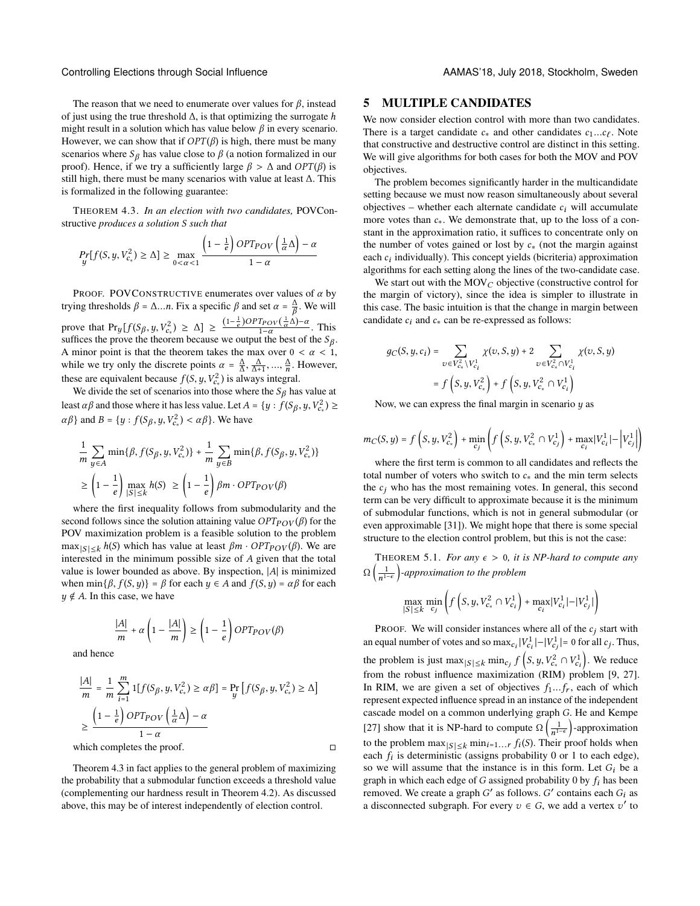The reason that we need to enumerate over values for $\beta$, instead of just using the true threshold $\Delta$, is that optimizing the surrogate $h$ might result in a solution which has value below $\beta$ in every scenario. However, we can show that if $OPT(\beta)$ is high, there must be many scenarios where $S_\beta$ has value close to $\beta$ (a notion formalized in our proof). Hence, if we try a sufficiently large $\beta > \Delta$ and $OPT(\beta)$ is still high, there must be many scenarios with value at least $\Delta$. This is formalized in the following guarantee:

THEOREM 4.3. *In an election with two candidates,* POVConstructive *produces a solution $S$ such that*

$$\Pr_y[f(S, y, V_{c_*}^2) \geq \Delta] \geq \max_{0<\alpha<1} \frac{\left(1-\frac{1}{e}\right) OPT_{POV}\left(\frac{1}{\alpha}\Delta\right) - \alpha}{1-\alpha}$$

PROOF. POVConstructive enumerates over values of $\alpha$ by trying thresholds $\beta = \Delta...n$. Fix a specific $\beta$ and set $\alpha = \frac{\Delta}{\beta}$. We will prove that $\Pr_y[f(S_\beta, y, V_{c_*}^2) \geq \Delta] \geq \frac{(1-\frac{1}{e})OPT_{POV}(\frac{1}{\alpha}\Delta)-\alpha}{1-\alpha}$. This suffices the prove the theorem because we output the best of the $S_\beta$. A minor point is that the theorem takes the max over $0 < \alpha < 1$, while we try only the discrete points $\alpha = \frac{\Delta}{\Delta}, \frac{\Delta}{\Delta+1}, ..., \frac{\Delta}{n}$. However, these are equivalent because $f(S, y, V_{c_*}^2)$ is always integral.

We divide the set of scenarios into those where the $S_\beta$ has value at least $\alpha\beta$ and those where it has less value. Let $A = \{y : f(S_\beta, y, V_{c_*}^2) \geq \alpha\beta\}$ and $B = \{y : f(S_\beta, y, V_{c_*}^2) < \alpha\beta\}$. We have

$$\frac{1}{m}\sum_{y \in A} \min\{\beta, f(S_\beta, y, V_{c_*}^2)\} + \frac{1}{m}\sum_{y \in B} \min\{\beta, f(S_\beta, y, V_{c_*}^2)\}$$
$$\geq \left(1-\frac{1}{e}\right) \max_{|S|\leq k} h(S) \geq \left(1-\frac{1}{e}\right) \beta m \cdot OPT_{POV}(\beta)$$

where the first inequality follows from submodularity and the second follows since the solution attaining value $OPT_{POV}(\beta)$ for the POV maximization problem is a feasible solution to the problem $\max_{|S|\leq k} h(S)$ which has value at least $\beta m \cdot OPT_{POV}(\beta)$. We are interested in the minimum possible size of $A$ given that the total value is lower bounded as above. By inspection, $|A|$ is minimized when $\min\{\beta, f(S, y)\} = \beta$ for each $y \in A$ and $f(S, y) = \alpha\beta$ for each $y \notin A$. In this case, we have

$$\frac{|A|}{m} + \alpha\left(1 - \frac{|A|}{m}\right) \geq \left(1-\frac{1}{e}\right) OPT_{POV}(\beta)$$

and hence

$$\frac{|A|}{m} = \frac{1}{m}\sum_{i=1}^{m} 1[f(S_\beta, y, V_{c_*}^2) \geq \alpha\beta] = \Pr_y\left[f(S_\beta, y, V_{c_*}^2) \geq \Delta\right]$$
$$\geq \frac{\left(1-\frac{1}{e}\right) OPT_{POV}\left(\frac{1}{\alpha}\Delta\right) - \alpha}{1-\alpha}$$

which completes the proof. □

Theorem 4.3 in fact applies to the general problem of maximizing the probability that a submodular function exceeds a threshold value (complementing our hardness result in Theorem 4.2). As discussed above, this may be of interest independently of election control.

# 5 MULTIPLE CANDIDATES

We now consider election control with more than two candidates. There is a target candidate $c_*$ and other candidates $c_1...c_\ell$. Note that constructive and destructive control are distinct in this setting. We will give algorithms for both cases for both the MOV and POV objectives.

The problem becomes significantly harder in the multicandidate setting because we must now reason simultaneously about several objectives – whether each alternate candidate $c_i$ will accumulate more votes than $c_*$. We demonstrate that, up to the loss of a constant in the approximation ratio, it suffices to concentrate only on the number of votes gained or lost by $c_*$ (not the margin against each $c_i$ individually). This concept yields (bicriteria) approximation algorithms for each setting along the lines of the two-candidate case.

We start out with the $MOV_C$ objective (constructive control for the margin of victory), since the idea is simpler to illustrate in this case. The basic intuition is that the change in margin between candidate $c_i$ and $c_*$ can be re-expressed as follows:

$$g_C(S, y, c_i) = \sum_{v \in V_{c_*}^2 \setminus V_{c_i}^1} \chi(v, S, y) + 2\sum_{v \in V_{c_*}^2 \cap V_{c_i}^1} \chi(v, S, y)$$
$$= f\left(S, y, V_{c_*}^2\right) + f\left(S, y, V_{c_*}^2 \cap V_{c_i}^1\right)$$

Now, we can express the final margin in scenario $y$ as

$$m_C(S, y) = f\left(S, y, V_{c_*}^2\right) + \min_{c_j}\left(f\left(S, y, V_{c_*}^2 \cap V_{c_j}^1\right) + \max_{c_i}|V_{c_i}^1| - \left|V_{c_j}^1\right|\right)$$

where the first term is common to all candidates and reflects the total number of voters who switch to $c_*$ and the min term selects the $c_j$ who has the most remaining votes. In general, this second term can be very difficult to approximate because it is the minimum of submodular functions, which is not in general submodular (or even approximable [31]). We might hope that there is some special structure to the election control problem, but this is not the case:

THEOREM 5.1. *For any $\epsilon > 0$, it is NP-hard to compute any $\Omega\left(\frac{1}{n^{1-\epsilon}}\right)$-approximation to the problem*

$$\max_{|S|\leq k} \min_{c_j}\left(f\left(S, y, V_{c_*}^2 \cap V_{c_i}^1\right) + \max_{c_i}|V_{c_i}^1| - |V_{c_j}^1|\right)$$

PROOF. We will consider instances where all of the $c_j$ start with an equal number of votes and so $\max_{c_i}|V_{c_i}^1| - |V_{c_j}^1| = 0$ for all $c_j$. Thus, the problem is just $\max_{|S|\leq k} \min_{c_j} f\left(S, y, V_{c_*}^2 \cap V_{c_i}^1\right)$. We reduce from the robust influence maximization (RIM) problem [9, 27]. In RIM, we are given a set of objectives $f_1...f_r$, each of which represent expected influence spread in an instance of the independent cascade model on a common underlying graph $G$. He and Kempe [27] show that it is NP-hard to compute $\Omega\left(\frac{1}{n^{1-\epsilon}}\right)$-approximation to the problem $\max_{|S|\leq k} \min_{i=1...r} f_i(S)$. Their proof holds when each $f_i$ is deterministic (assigns probability 0 or 1 to each edge), so we will assume that the instance is in this form. Let $G_i$ be a graph in which each edge of $G$ assigned probability 0 by $f_i$ has been removed. We create a graph $G'$ as follows. $G'$ contains each $G_i$ as a disconnected subgraph. For every $v \in G$, we add a vertex $v'$ to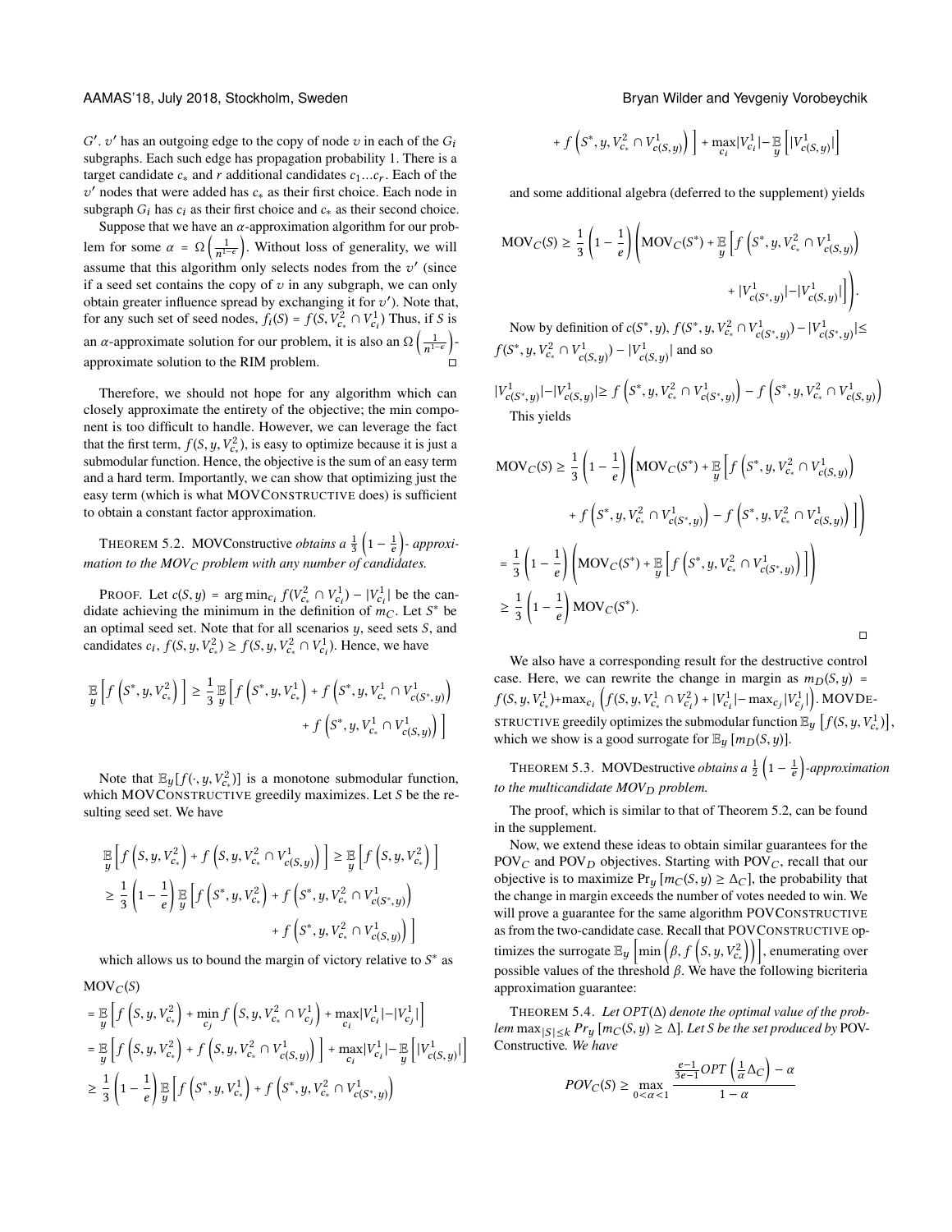$G'$. $v'$ has an outgoing edge to the copy of node $v$ in each of the $G_i$ subgraphs. Each such edge has propagation probability 1. There is a target candidate $c_*$ and $r$ additional candidates $c_1 ... c_r$. Each of the $v'$ nodes that were added has $c_*$ as their first choice. Each node in subgraph $G_i$ has $c_i$ as their first choice and $c_*$ as their second choice.

Suppose that we have an $\alpha$-approximation algorithm for our problem for some $\alpha = \Omega\left(\frac{1}{n^{1-\epsilon}}\right)$. Without loss of generality, we will assume that this algorithm only selects nodes from the $v'$ (since if a seed set contains the copy of $v$ in any subgraph, we can only obtain greater influence spread by exchanging it for $v'$). Note that, for any such set of seed nodes, $f_i(S) = f(S, V_{c_*}^2 \cap V_{c_i}^1)$ Thus, if $S$ is an $\alpha$-approximate solution for our problem, it is also an $\Omega\left(\frac{1}{n^{1-\epsilon}}\right)$-approximate solution to the RIM problem. □

Therefore, we should not hope for any algorithm which can closely approximate the entirety of the objective; the min component is too difficult to handle. However, we can leverage the fact that the first term, $f(S, y, V_{c_*}^2)$, is easy to optimize because it is just a submodular function. Hence, the objective is the sum of an easy term and a hard term. Importantly, we can show that optimizing just the easy term (which is what MOVConstructive does) is sufficient to obtain a constant factor approximation.

Theorem 5.2. *MOVConstructive obtains a* $\frac{1}{3}\left(1 - \frac{1}{e}\right)$*- approximation to the* $MOV_C$ *problem with any number of candidates.*

Proof. Let $c(S, y) = \arg\min_{c_i} f(V_{c_*}^2 \cap V_{c_i}^1) - |V_{c_i}^1|$ be the candidate achieving the minimum in the definition of $m_C$. Let $S^*$ be an optimal seed set. Note that for all scenarios $y$, seed sets $S$, and candidates $c_i$, $f(S, y, V_{c_*}^2) \geq f(S, y, V_{c_*}^2 \cap V_{c_i}^1)$. Hence, we have

$$\mathbb{E}_y\left[f\left(S^*, y, V_{c_*}^2\right)\right] \geq \frac{1}{3}\mathbb{E}_y\left[f\left(S^*, y, V_{c_*}^1\right) + f\left(S^*, y, V_{c_*}^1 \cap V_{c(S^*, y)}^1\right) + f\left(S^*, y, V_{c_*}^1 \cap V_{c(S, y)}^1\right)\right]$$

Note that $\mathbb{E}_y[f(\cdot, y, V_{c_*}^2)]$ is a monotone submodular function, which MOVConstructive greedily maximizes. Let $S$ be the resulting seed set. We have

$$\begin{aligned}
&\mathbb{E}_y\left[f\left(S, y, V_{c_*}^2\right) + f\left(S, y, V_{c_*}^2 \cap V_{c(S,y)}^1\right)\right] \geq \mathbb{E}_y\left[f\left(S, y, V_{c_*}^2\right)\right] \\
&\geq \frac{1}{3}\left(1 - \frac{1}{e}\right)\mathbb{E}_y\left[f\left(S^*, y, V_{c_*}^2\right) + f\left(S^*, y, V_{c_*}^2 \cap V_{c(S^*, y)}^1\right) + f\left(S^*, y, V_{c_*}^2 \cap V_{c(S,y)}^1\right)\right]
\end{aligned}$$

which allows us to bound the margin of victory relative to $S^*$ as

$$\begin{aligned}
&\text{MOV}_C(S) \\
&= \mathbb{E}_y\left[f\left(S, y, V_{c_*}^2\right) + \min_{c_j} f\left(S, y, V_{c_*}^2 \cap V_{c_j}^1\right) + \max_{c_i}|V_{c_i}^1| - |V_{c_j}^1|\right] \\
&= \mathbb{E}_y\left[f\left(S, y, V_{c_*}^2\right) + f\left(S, y, V_{c_*}^2 \cap V_{c(S,y)}^1\right)\right] + \max_{c_i}|V_{c_i}^1| - \mathbb{E}_y\left[|V_{c(S,y)}^1|\right] \\
&\geq \frac{1}{3}\left(1 - \frac{1}{e}\right)\mathbb{E}_y\left[f\left(S^*, y, V_{c_*}^1\right) + f\left(S^*, y, V_{c_*}^2 \cap V_{c(S^*, y)}^1\right) + f\left(S^*, y, V_{c_*}^2 \cap V_{c(S,y)}^1\right)\right] + \max_{c_i}|V_{c_i}^1| - \mathbb{E}_y\left[|V_{c(S,y)}^1|\right]
\end{aligned}$$

and some additional algebra (deferred to the supplement) yields

$$\text{MOV}_C(S) \geq \frac{1}{3}\left(1 - \frac{1}{e}\right)\left(\text{MOV}_C(S^*) + \mathbb{E}_y\left[f\left(S^*, y, V_{c_*}^2 \cap V_{c(S,y)}^1\right) + |V_{c(S^*,y)}^1| - |V_{c(S,y)}^1|\right]\right).$$

Now by definition of $c(S^*, y)$, $f(S^*, y, V_{c_*}^2 \cap V_{c(S^*,y)}^1) - |V_{c(S^*,y)}^1| \leq f(S^*, y, V_{c_*}^2 \cap V_{c(S,y)}^1) - |V_{c(S,y)}^1|$ and so

$$|V_{c(S^*,y)}^1| - |V_{c(S,y)}^1| \geq f\left(S^*, y, V_{c_*}^2 \cap V_{c(S^*,y)}^1\right) - f\left(S^*, y, V_{c_*}^2 \cap V_{c(S,y)}^1\right)$$

This yields

$$\begin{aligned}
\text{MOV}_C(S) &\geq \frac{1}{3}\left(1 - \frac{1}{e}\right)\left(\text{MOV}_C(S^*) + \mathbb{E}_y\left[f\left(S^*, y, V_{c_*}^2 \cap V_{c(S,y)}^1\right) + f\left(S^*, y, V_{c_*}^2 \cap V_{c(S^*,y)}^1\right) - f\left(S^*, y, V_{c_*}^2 \cap V_{c(S,y)}^1\right)\right]\right) \\
&= \frac{1}{3}\left(1 - \frac{1}{e}\right)\left(\text{MOV}_C(S^*) + \mathbb{E}_y\left[f\left(S^*, y, V_{c_*}^2 \cap V_{c(S^*,y)}^1\right)\right]\right) \\
&\geq \frac{1}{3}\left(1 - \frac{1}{e}\right)\text{MOV}_C(S^*).
\end{aligned}$$

□

We also have a corresponding result for the destructive control case. Here, we can rewrite the change in margin as $m_D(S, y) = f(S, y, V_{c_*}^1) + \max_{c_i}\left(f(S, y, V_{c_*}^1 \cap V_{c_i}^2) + |V_{c_i}^1| - \max_{c_j}|V_{c_j}^1|\right)$. MOVDestructive greedily optimizes the submodular function $\mathbb{E}_y\left[f(S, y, V_{c_*}^1)\right]$, which we show is a good surrogate for $\mathbb{E}_y\left[m_D(S, y)\right]$.

Theorem 5.3. *MOVDestructive obtains a* $\frac{1}{2}\left(1 - \frac{1}{e}\right)$*-approximation to the multicandidate* $MOV_D$ *problem.*

The proof, which is similar to that of Theorem 5.2, can be found in the supplement.

Now, we extend these ideas to obtain similar guarantees for the $\text{POV}_C$ and $\text{POV}_D$ objectives. Starting with $\text{POV}_C$, recall that our objective is to maximize $\Pr_y\left[m_C(S, y) \geq \Delta_C\right]$, the probability that the change in margin exceeds the number of votes needed to win. We will prove a guarantee for the same algorithm POVConstructive as from the two-candidate case. Recall that POVConstructive optimizes the surrogate $\mathbb{E}_y\left[\min\left(\beta, f\left(S, y, V_{c_*}^2\right)\right)\right]$, enumerating over possible values of the threshold $\beta$. We have the following bicriteria approximation guarantee:

Theorem 5.4. *Let* $OPT(\Delta)$ *denote the optimal value of the problem* $\max_{|S| \leq k} Pr_y\left[m_C(S, y) \geq \Delta\right]$*. Let* $S$ *be the set produced by* POVConstructive*. We have*

$$POV_C(S) \geq \max_{0 < \alpha < 1} \frac{\frac{e-1}{3e-1} OPT\left(\frac{1}{\alpha}\Delta_C\right) - \alpha}{1 - \alpha}$$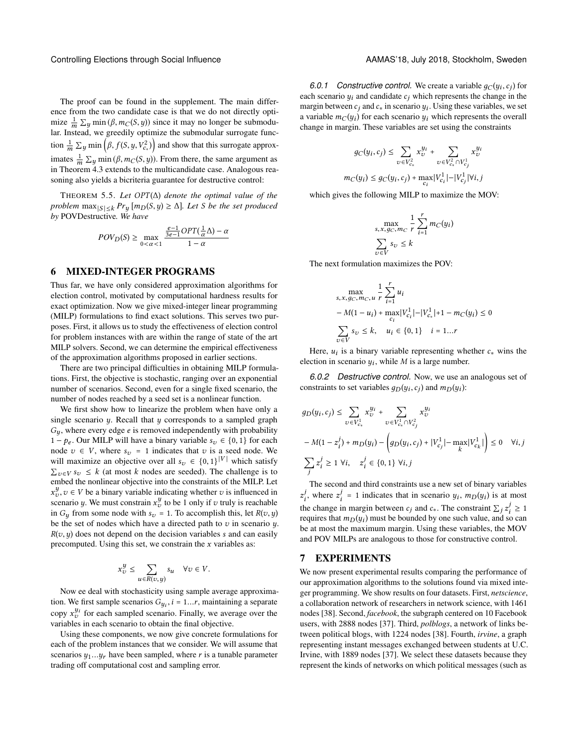The proof can be found in the supplement. The main difference from the two candidate case is that we do not directly optimize $\frac{1}{m}\sum_y \min(\beta, m_C(S, y))$ since it may no longer be submodular. Instead, we greedily optimize the submodular surrogate function $\frac{1}{m}\sum_y \min\left(\beta, f(S, y, V^2_{c_*})\right)$ and show that this surrogate approximates $\frac{1}{m}\sum_y \min(\beta, m_C(S, y))$. From there, the same argument as in Theorem 4.3 extends to the multicandidate case. Analogous reasoning also yields a bicriteria guarantee for destructive control:

THEOREM 5.5. *Let $OPT(\Delta)$ denote the optimal value of the problem $\max_{|S|\leq k} Pr_y\left[m_D(S, y) \geq \Delta\right]$. Let $S$ be the set produced by* POVDestructive. *We have*

$$POV_D(S) \geq \max_{0<\alpha<1} \frac{\frac{e-1}{3e-1}OPT(\frac{1}{\alpha}\Delta) - \alpha}{1-\alpha}$$

## 6 MIXED-INTEGER PROGRAMS

Thus far, we have only considered approximation algorithms for election control, motivated by computational hardness results for exact optimization. Now we give mixed-integer linear programming (MILP) formulations to find exact solutions. This serves two purposes. First, it allows us to study the effectiveness of election control for problem instances with are within the range of state of the art MILP solvers. Second, we can determine the empirical effectiveness of the approximation algorithms proposed in earlier sections.

There are two principal difficulties in obtaining MILP formulations. First, the objective is stochastic, ranging over an exponential number of scenarios. Second, even for a single fixed scenario, the number of nodes reached by a seed set is a nonlinear function.

We first show how to linearize the problem when have only a single scenario $y$. Recall that $y$ corresponds to a sampled graph $G_y$, where every edge $e$ is removed independently with probability $1 - p_e$. Our MILP will have a binary variable $s_v \in \{0, 1\}$ for each node $v \in V$, where $s_v = 1$ indicates that $v$ is a seed node. We will maximize an objective over all $s_v \in \{0, 1\}^{|V|}$ which satisfy $\sum_{v\in V} s_v \leq k$ (at most $k$ nodes are seeded). The challenge is to embed the nonlinear objective into the constraints of the MILP. Let $x^y_v, v \in V$ be a binary variable indicating whether $v$ is influenced in scenario $y$. We must constrain $x^y_v$ to be 1 only if $v$ truly is reachable in $G_y$ from some node with $s_v = 1$. To accomplish this, let $R(v, y)$ be the set of nodes which have a directed path to $v$ in scenario $y$. $R(v, y)$ does not depend on the decision variables $s$ and can easily precomputed. Using this set, we constrain the $x$ variables as:

$$x^y_v \leq \sum_{u\in R(v,y)} s_u \quad \forall v \in V.$$

Now ee deal with stochasticity using sample average approximation. We first sample scenarios $G_{y_i}, i = 1...r$, maintaining a separate copy $x^{y_i}_v$ for each sampled scenario. Finally, we average over the variables in each scenario to obtain the final objective.

Using these components, we now give concrete formulations for each of the problem instances that we consider. We will assume that scenarios $y_1...y_r$ have been sampled, where $r$ is a tunable parameter trading off computational cost and sampling error.

#### 6.0.1 *Constructive control.*

We create a variable $g_C(y_i, c_j)$ for each scenario $y_i$ and candidate $c_j$ which represents the change in the margin between $c_j$ and $c_*$ in scenario $y_i$. Using these variables, we set a variable $m_C(y_i)$ for each scenario $y_i$ which represents the overall change in margin. These variables are set using the constraints

$$g_C(y_i, c_j) \leq \sum_{v\in V^2_{c_*}} x^{y_i}_v + \sum_{v\in V^2_{c_*}\cap V^1_{c_j}} x^{y_i}_v$$

$$m_C(y_i) \leq g_C(y_i, c_j) + \max_{c_i} |V^1_{c_i}| - |V^1_{c_j}| \forall i, j$$

which gives the following MILP to maximize the MOV:

$$\max_{s,x,g_C,m_C} \frac{1}{r}\sum_{i=1}^{r} m_C(y_i)$$
$$\sum_{v\in V} s_v \leq k$$

The next formulation maximizes the POV:

$$\max_{s,x,g_C,m_C,u} \frac{1}{r}\sum_{i=1}^{r} u_i$$
$$-M(1-u_i) + \max_{c_i} |V^1_{c_i}| - |V^1_{c_*}| + 1 - m_C(y_i) \leq 0$$
$$\sum_{v\in V} s_v \leq k, \quad u_i \in \{0, 1\} \quad i = 1...r$$

Here, $u_i$ is a binary variable representing whether $c_*$ wins the election in scenario $y_i$, while $M$ is a large number.

#### 6.0.2 *Destructive control.*

Now, we use an analogous set of constraints to set variables $g_D(y_i, c_j)$ and $m_D(y_i)$:

$$g_D(y_i, c_j) \leq \sum_{v\in V^1_{c_*}} x^{y_i}_v + \sum_{v\in V^1_{c_*}\cap V^2_{c_j}} x^{y_i}_v$$

$$-M(1-z^j_i) + m_D(y_i) - \left(g_D(y_i, c_j) + |V^1_{c_j}| - \max_k |V^1_{c_k}|\right) \leq 0 \quad \forall i, j$$

$$\sum_j z^j_i \geq 1 \; \forall i, \quad z^j_i \in \{0, 1\} \; \forall i, j$$

The second and third constraints use a new set of binary variables $z^j_i$, where $z^j_i = 1$ indicates that in scenario $y_i$, $m_D(y_i)$ is at most the change in margin between $c_j$ and $c_*$. The constraint $\sum_j z^j_i \geq 1$ requires that $m_D(y_i)$ must be bounded by one such value, and so can be at most the maximum margin. Using these variables, the MOV and POV MILPs are analogous to those for constructive control.

## 7 EXPERIMENTS

We now present experimental results comparing the performance of our approximation algorithms to the solutions found via mixed integer programming. We show results on four datasets. First, *netscience*, a collaboration network of researchers in network science, with 1461 nodes [38]. Second, *facebook*, the subgraph centered on 10 Facebook users, with 2888 nodes [37]. Third, *polblogs*, a network of links between political blogs, with 1224 nodes [38]. Fourth, *irvine*, a graph representing instant messages exchanged between students at U.C. Irvine, with 1889 nodes [37]. We select these datasets because they represent the kinds of networks on which political messages (such as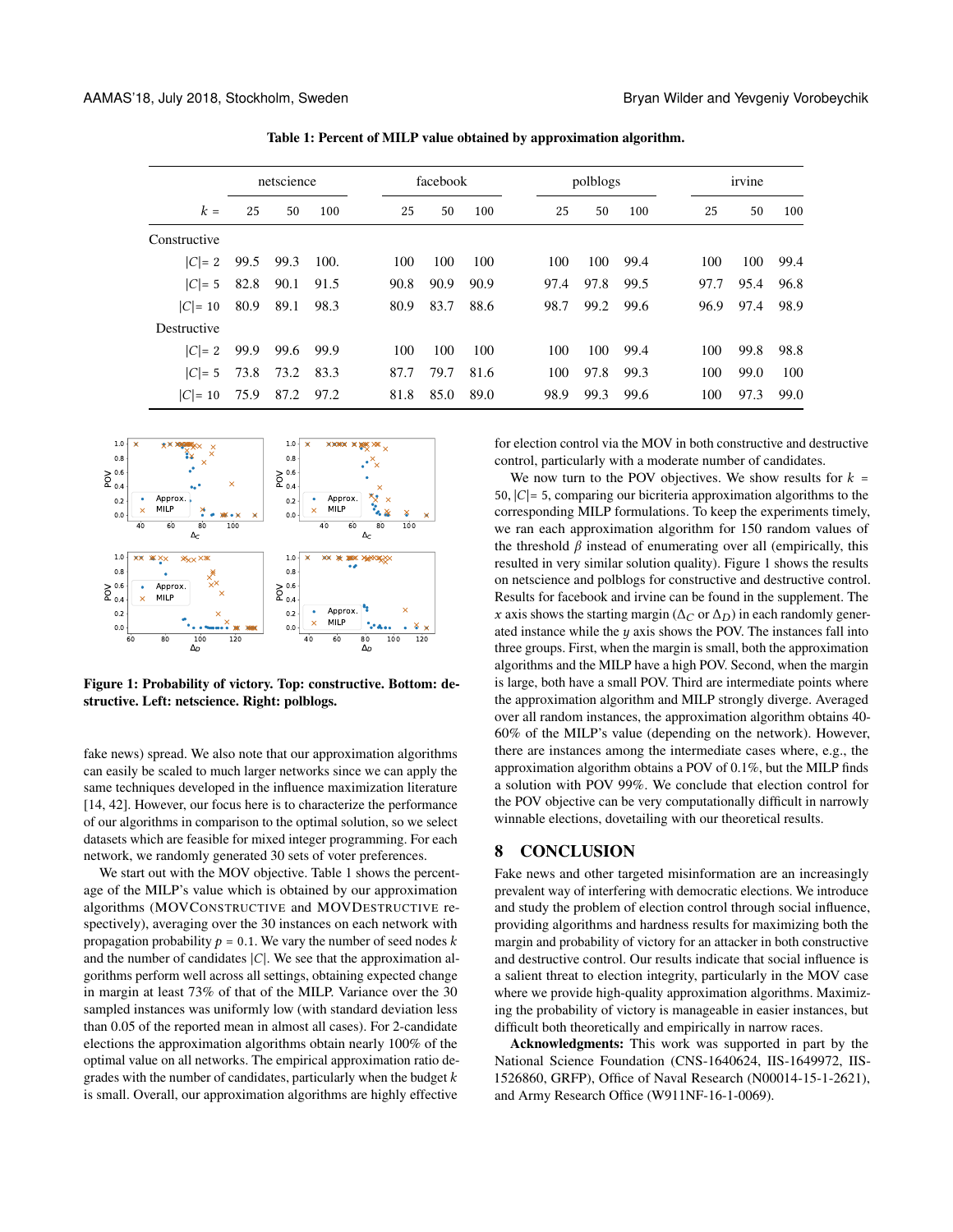**Table 1: Percent of MILP value obtained by approximation algorithm.**

| | netscience | | | facebook | | | polblogs | | | irvine | | |
|---|---|---|---|---|---|---|---|---|---|---|---|---|
| $k$ = | 25 | 50 | 100 | 25 | 50 | 100 | 25 | 50 | 100 | 25 | 50 | 100 |
| Constructive | | | | | | | | | | | | |
| $\|C\|$= 2 | 99.5 | 99.3 | 100. | 100 | 100 | 100 | 100 | 100 | 99.4 | 100 | 100 | 99.4 |
| $\|C\|$= 5 | 82.8 | 90.1 | 91.5 | 90.8 | 90.9 | 90.9 | 97.4 | 97.8 | 99.5 | 97.7 | 95.4 | 96.8 |
| $\|C\|$= 10 | 80.9 | 89.1 | 98.3 | 80.9 | 83.7 | 88.6 | 98.7 | 99.2 | 99.6 | 96.9 | 97.4 | 98.9 |
| Destructive | | | | | | | | | | | | |
| $\|C\|$= 2 | 99.9 | 99.6 | 99.9 | 100 | 100 | 100 | 100 | 100 | 99.4 | 100 | 99.8 | 98.8 |
| $\|C\|$= 5 | 73.8 | 73.2 | 83.3 | 87.7 | 79.7 | 81.6 | 100 | 97.8 | 99.3 | 100 | 99.0 | 100 |
| $\|C\|$= 10 | 75.9 | 87.2 | 97.2 | 81.8 | 85.0 | 89.0 | 98.9 | 99.3 | 99.6 | 100 | 97.3 | 99.0 |

**Figure 1: Probability of victory. Top: constructive. Bottom: destructive. Left: netscience. Right: polblogs.**

fake news) spread. We also note that our approximation algorithms can easily be scaled to much larger networks since we can apply the same techniques developed in the influence maximization literature [14, 42]. However, our focus here is to characterize the performance of our algorithms in comparison to the optimal solution, so we select datasets which are feasible for mixed integer programming. For each network, we randomly generated 30 sets of voter preferences.

We start out with the MOV objective. Table 1 shows the percentage of the MILP's value which is obtained by our approximation algorithms (MOVConstructive and MOVDestructive respectively), averaging over the 30 instances on each network with propagation probability $p = 0.1$. We vary the number of seed nodes $k$ and the number of candidates $|C|$. We see that the approximation algorithms perform well across all settings, obtaining expected change in margin at least 73% of that of the MILP. Variance over the 30 sampled instances was uniformly low (with standard deviation less than 0.05 of the reported mean in almost all cases). For 2-candidate elections the approximation algorithms obtain nearly 100% of the optimal value on all networks. The empirical approximation ratio degrades with the number of candidates, particularly when the budget $k$ is small. Overall, our approximation algorithms are highly effective for election control via the MOV in both constructive and destructive control, particularly with a moderate number of candidates.

We now turn to the POV objectives. We show results for $k = 50, |C| = 5$, comparing our bicriteria approximation algorithms to the corresponding MILP formulations. To keep the experiments timely, we ran each approximation algorithm for 150 random values of the threshold $\beta$ instead of enumerating over all (empirically, this resulted in very similar solution quality). Figure 1 shows the results on netscience and polblogs for constructive and destructive control. Results for facebook and irvine can be found in the supplement. The $x$ axis shows the starting margin ($\Delta_C$ or $\Delta_D$) in each randomly generated instance while the $y$ axis shows the POV. The instances fall into three groups. First, when the margin is small, both the approximation algorithms and the MILP have a high POV. Second, when the margin is large, both have a small POV. Third are intermediate points where the approximation algorithm and MILP strongly diverge. Averaged over all random instances, the approximation algorithm obtains 40-60% of the MILP's value (depending on the network). However, there are instances among the intermediate cases where, e.g., the approximation algorithm obtains a POV of 0.1%, but the MILP finds a solution with POV 99%. We conclude that election control for the POV objective can be very computationally difficult in narrowly winnable elections, dovetailing with our theoretical results.

## 8 CONCLUSION

Fake news and other targeted misinformation are an increasingly prevalent way of interfering with democratic elections. We introduce and study the problem of election control through social influence, providing algorithms and hardness results for maximizing both the margin and probability of victory for an attacker in both constructive and destructive control. Our results indicate that social influence is a salient threat to election integrity, particularly in the MOV case where we provide high-quality approximation algorithms. Maximizing the probability of victory is manageable in easier instances, but difficult both theoretically and empirically in narrow races.

**Acknowledgments:** This work was supported in part by the National Science Foundation (CNS-1640624, IIS-1649972, IIS-1526860, GRFP), Office of Naval Research (N00014-15-1-2621), and Army Research Office (W911NF-16-1-0069).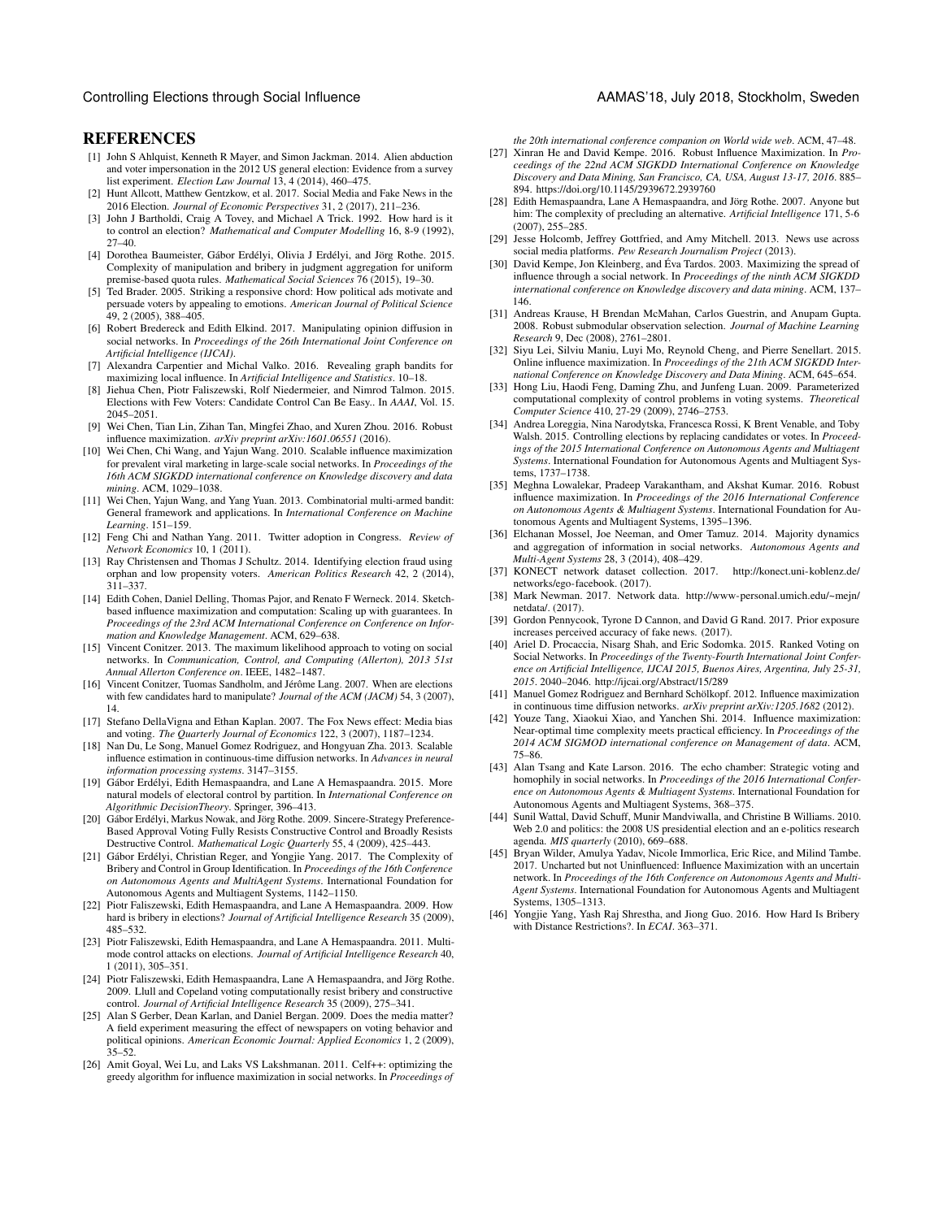# REFERENCES

[1] John S Ahlquist, Kenneth R Mayer, and Simon Jackman. 2014. Alien abduction and voter impersonation in the 2012 US general election: Evidence from a survey list experiment. *Election Law Journal* 13, 4 (2014), 460–475.

[2] Hunt Allcott, Matthew Gentzkow, et al. 2017. Social Media and Fake News in the 2016 Election. *Journal of Economic Perspectives* 31, 2 (2017), 211–236.

[3] John J Bartholdi, Craig A Tovey, and Michael A Trick. 1992. How hard is it to control an election? *Mathematical and Computer Modelling* 16, 8-9 (1992), 27–40.

[4] Dorothea Baumeister, Gábor Erdélyi, Olivia J Erdélyi, and Jörg Rothe. 2015. Complexity of manipulation and bribery in judgment aggregation for uniform premise-based quota rules. *Mathematical Social Sciences* 76 (2015), 19–30.

[5] Ted Brader. 2005. Striking a responsive chord: How political ads motivate and persuade voters by appealing to emotions. *American Journal of Political Science* 49, 2 (2005), 388–405.

[6] Robert Bredereck and Edith Elkind. 2017. Manipulating opinion diffusion in social networks. In *Proceedings of the 26th International Joint Conference on Artificial Intelligence (IJCAI)*.

[7] Alexandra Carpentier and Michal Valko. 2016. Revealing graph bandits for maximizing local influence. In *Artificial Intelligence and Statistics*. 10–18.

[8] Jiehua Chen, Piotr Faliszewski, Rolf Niedermeier, and Nimrod Talmon. 2015. Elections with Few Voters: Candidate Control Can Be Easy.. In *AAAI*, Vol. 15. 2045–2051.

[9] Wei Chen, Tian Lin, Zihan Tan, Mingfei Zhao, and Xuren Zhou. 2016. Robust influence maximization. *arXiv preprint arXiv:1601.06551* (2016).

[10] Wei Chen, Chi Wang, and Yajun Wang. 2010. Scalable influence maximization for prevalent viral marketing in large-scale social networks. In *Proceedings of the 16th ACM SIGKDD international conference on Knowledge discovery and data mining*. ACM, 1029–1038.

[11] Wei Chen, Yajun Wang, and Yang Yuan. 2013. Combinatorial multi-armed bandit: General framework and applications. In *International Conference on Machine Learning*. 151–159.

[12] Feng Chi and Nathan Yang. 2011. Twitter adoption in Congress. *Review of Network Economics* 10, 1 (2011).

[13] Ray Christensen and Thomas J Schultz. 2014. Identifying election fraud using orphan and low propensity voters. *American Politics Research* 42, 2 (2014), 311–337.

[14] Edith Cohen, Daniel Delling, Thomas Pajor, and Renato F Werneck. 2014. Sketch-based influence maximization and computation: Scaling up with guarantees. In *Proceedings of the 23rd ACM International Conference on Conference on Information and Knowledge Management*. ACM, 629–638.

[15] Vincent Conitzer. 2013. The maximum likelihood approach to voting on social networks. In *Communication, Control, and Computing (Allerton), 2013 51st Annual Allerton Conference on*. IEEE, 1482–1487.

[16] Vincent Conitzer, Tuomas Sandholm, and Jérôme Lang. 2007. When are elections with few candidates hard to manipulate? *Journal of the ACM (JACM)* 54, 3 (2007), 14.

[17] Stefano DellaVigna and Ethan Kaplan. 2007. The Fox News effect: Media bias and voting. *The Quarterly Journal of Economics* 122, 3 (2007), 1187–1234.

[18] Nan Du, Le Song, Manuel Gomez Rodriguez, and Hongyuan Zha. 2013. Scalable influence estimation in continuous-time diffusion networks. In *Advances in neural information processing systems*. 3147–3155.

[19] Gábor Erdélyi, Edith Hemaspaandra, and Lane A Hemaspaandra. 2015. More natural models of electoral control by partition. In *International Conference on Algorithmic DecisionTheory*. Springer, 396–413.

[20] Gábor Erdélyi, Markus Nowak, and Jörg Rothe. 2009. Sincere-Strategy Preference-Based Approval Voting Fully Resists Constructive Control and Broadly Resists Destructive Control. *Mathematical Logic Quarterly* 55, 4 (2009), 425–443.

[21] Gábor Erdélyi, Christian Reger, and Yongjie Yang. 2017. The Complexity of Bribery and Control in Group Identification. In *Proceedings of the 16th Conference on Autonomous Agents and MultiAgent Systems*. International Foundation for Autonomous Agents and Multiagent Systems, 1142–1150.

[22] Piotr Faliszewski, Edith Hemaspaandra, and Lane A Hemaspaandra. 2009. How hard is bribery in elections? *Journal of Artificial Intelligence Research* 35 (2009), 485–532.

[23] Piotr Faliszewski, Edith Hemaspaandra, and Lane A Hemaspaandra. 2011. Multi-mode control attacks on elections. *Journal of Artificial Intelligence Research* 40, 1 (2011), 305–351.

[24] Piotr Faliszewski, Edith Hemaspaandra, Lane A Hemaspaandra, and Jörg Rothe. 2009. Llull and Copeland voting computationally resist bribery and constructive control. *Journal of Artificial Intelligence Research* 35 (2009), 275–341.

[25] Alan S Gerber, Dean Karlan, and Daniel Bergan. 2009. Does the media matter? A field experiment measuring the effect of newspapers on voting behavior and political opinions. *American Economic Journal: Applied Economics* 1, 2 (2009), 35–52.

[26] Amit Goyal, Wei Lu, and Laks VS Lakshmanan. 2011. Celf++: optimizing the greedy algorithm for influence maximization in social networks. In *Proceedings of the 20th international conference companion on World wide web*. ACM, 47–48.

[27] Xinran He and David Kempe. 2016. Robust Influence Maximization. In *Proceedings of the 22nd ACM SIGKDD International Conference on Knowledge Discovery and Data Mining, San Francisco, CA, USA, August 13-17, 2016*. 885–894. https://doi.org/10.1145/2939672.2939760

[28] Edith Hemaspaandra, Lane A Hemaspaandra, and Jörg Rothe. 2007. Anyone but him: The complexity of precluding an alternative. *Artificial Intelligence* 171, 5-6 (2007), 255–285.

[29] Jesse Holcomb, Jeffrey Gottfried, and Amy Mitchell. 2013. News use across social media platforms. *Pew Research Journalism Project* (2013).

[30] David Kempe, Jon Kleinberg, and Éva Tardos. 2003. Maximizing the spread of influence through a social network. In *Proceedings of the ninth ACM SIGKDD international conference on Knowledge discovery and data mining*. ACM, 137–146.

[31] Andreas Krause, H Brendan McMahan, Carlos Guestrin, and Anupam Gupta. 2008. Robust submodular observation selection. *Journal of Machine Learning Research* 9, Dec (2008), 2761–2801.

[32] Siyu Lei, Silviu Maniu, Luyi Mo, Reynold Cheng, and Pierre Senellart. 2015. Online influence maximization. In *Proceedings of the 21th ACM SIGKDD International Conference on Knowledge Discovery and Data Mining*. ACM, 645–654.

[33] Hong Liu, Haodi Feng, Daming Zhu, and Junfeng Luan. 2009. Parameterized computational complexity of control problems in voting systems. *Theoretical Computer Science* 410, 27-29 (2009), 2746–2753.

[34] Andrea Loreggia, Nina Narodytska, Francesca Rossi, K Brent Venable, and Toby Walsh. 2015. Controlling elections by replacing candidates or votes. In *Proceedings of the 2015 International Conference on Autonomous Agents and Multiagent Systems*. International Foundation for Autonomous Agents and Multiagent Systems, 1737–1738.

[35] Meghna Lowalekar, Pradeep Varakantham, and Akshat Kumar. 2016. Robust influence maximization. In *Proceedings of the 2016 International Conference on Autonomous Agents & Multiagent Systems*. International Foundation for Autonomous Agents and Multiagent Systems, 1395–1396.

[36] Elchanan Mossel, Joe Neeman, and Omer Tamuz. 2014. Majority dynamics and aggregation of information in social networks. *Autonomous Agents and Multi-Agent Systems* 28, 3 (2014), 408–429.

[37] KONECT network dataset collection. 2017. http://konect.uni-koblenz.de/networks/ego-facebook. (2017).

[38] Mark Newman. 2017. Network data. http://www-personal.umich.edu/~mejn/netdata/. (2017).

[39] Gordon Pennycook, Tyrone D Cannon, and David G Rand. 2017. Prior exposure increases perceived accuracy of fake news. (2017).

[40] Ariel D. Procaccia, Nisarg Shah, and Eric Sodomka. 2015. Ranked Voting on Social Networks. In *Proceedings of the Twenty-Fourth International Joint Conference on Artificial Intelligence, IJCAI 2015, Buenos Aires, Argentina, July 25-31, 2015*. 2040–2046. http://ijcai.org/Abstract/15/289

[41] Manuel Gomez Rodriguez and Bernhard Schölkopf. 2012. Influence maximization in continuous time diffusion networks. *arXiv preprint arXiv:1205.1682* (2012).

[42] Youze Tang, Xiaokui Xiao, and Yanchen Shi. 2014. Influence maximization: Near-optimal time complexity meets practical efficiency. In *Proceedings of the 2014 ACM SIGMOD international conference on Management of data*. ACM, 75–86.

[43] Alan Tsang and Kate Larson. 2016. The echo chamber: Strategic voting and homophily in social networks. In *Proceedings of the 2016 International Conference on Autonomous Agents & Multiagent Systems*. International Foundation for Autonomous Agents and Multiagent Systems, 368–375.

[44] Sunil Wattal, David Schuff, Munir Mandviwalla, and Christine B Williams. 2010. Web 2.0 and politics: the 2008 US presidential election and an e-politics research agenda. *MIS quarterly* (2010), 669–688.

[45] Bryan Wilder, Amulya Yadav, Nicole Immorlica, Eric Rice, and Milind Tambe. 2017. Uncharted but not Uninfluenced: Influence Maximization with an uncertain network. In *Proceedings of the 16th Conference on Autonomous Agents and MultiAgent Systems*. International Foundation for Autonomous Agents and Multiagent Systems, 1305–1313.

[46] Yongjie Yang, Yash Raj Shrestha, and Jiong Guo. 2016. How Hard Is Bribery with Distance Restrictions?. In *ECAI*. 363–371.